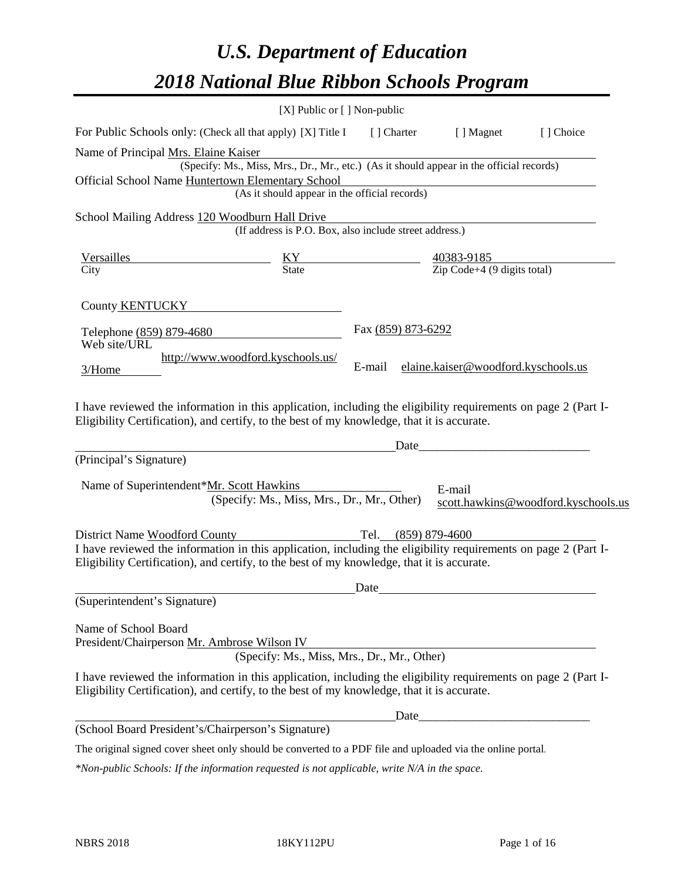# *U.S. Department of Education*

# *2018 National Blue Ribbon Schools Program*

[X] Public or [ ] Non-public

For Public Schools only: (Check all that apply) [X] Title I [ ] Charter [ ] Magnet [ ] Choice

Name of Principal Mrs. Elaine Kaiser
(Specify: Ms., Miss, Mrs., Dr., Mr., etc.) (As it should appear in the official records)

Official School Name Huntertown Elementary School
(As it should appear in the official records)

School Mailing Address 120 Woodburn Hall Drive
(If address is P.O. Box, also include street address.)

| City | State | Zip Code+4 (9 digits total) |
| --- | --- | --- |
| Versailles | KY | 40383-9185 |

County KENTUCKY

Telephone (859) 879-4680 Fax (859) 873-6292

Web site/URL http://www.woodford.kyschools.us/3/Home E-mail elaine.kaiser@woodford.kyschools.us

I have reviewed the information in this application, including the eligibility requirements on page 2 (Part I-Eligibility Certification), and certify, to the best of my knowledge, that it is accurate.

_______________________________________ Date_______________________
(Principal's Signature)

Name of Superintendent* Mr. Scott Hawkins
(Specify: Ms., Miss, Mrs., Dr., Mr., Other)
E-mail scott.hawkins@woodford.kyschools.us

District Name Woodford County Tel. (859) 879-4600

I have reviewed the information in this application, including the eligibility requirements on page 2 (Part I-Eligibility Certification), and certify, to the best of my knowledge, that it is accurate.

_______________________________________ Date_______________________
(Superintendent's Signature)

Name of School Board
President/Chairperson Mr. Ambrose Wilson IV
(Specify: Ms., Miss, Mrs., Dr., Mr., Other)

I have reviewed the information in this application, including the eligibility requirements on page 2 (Part I-Eligibility Certification), and certify, to the best of my knowledge, that it is accurate.

_______________________________________ Date_______________________
(School Board President's/Chairperson's Signature)

The original signed cover sheet only should be converted to a PDF file and uploaded via the online portal.

*\*Non-public Schools: If the information requested is not applicable, write N/A in the space.*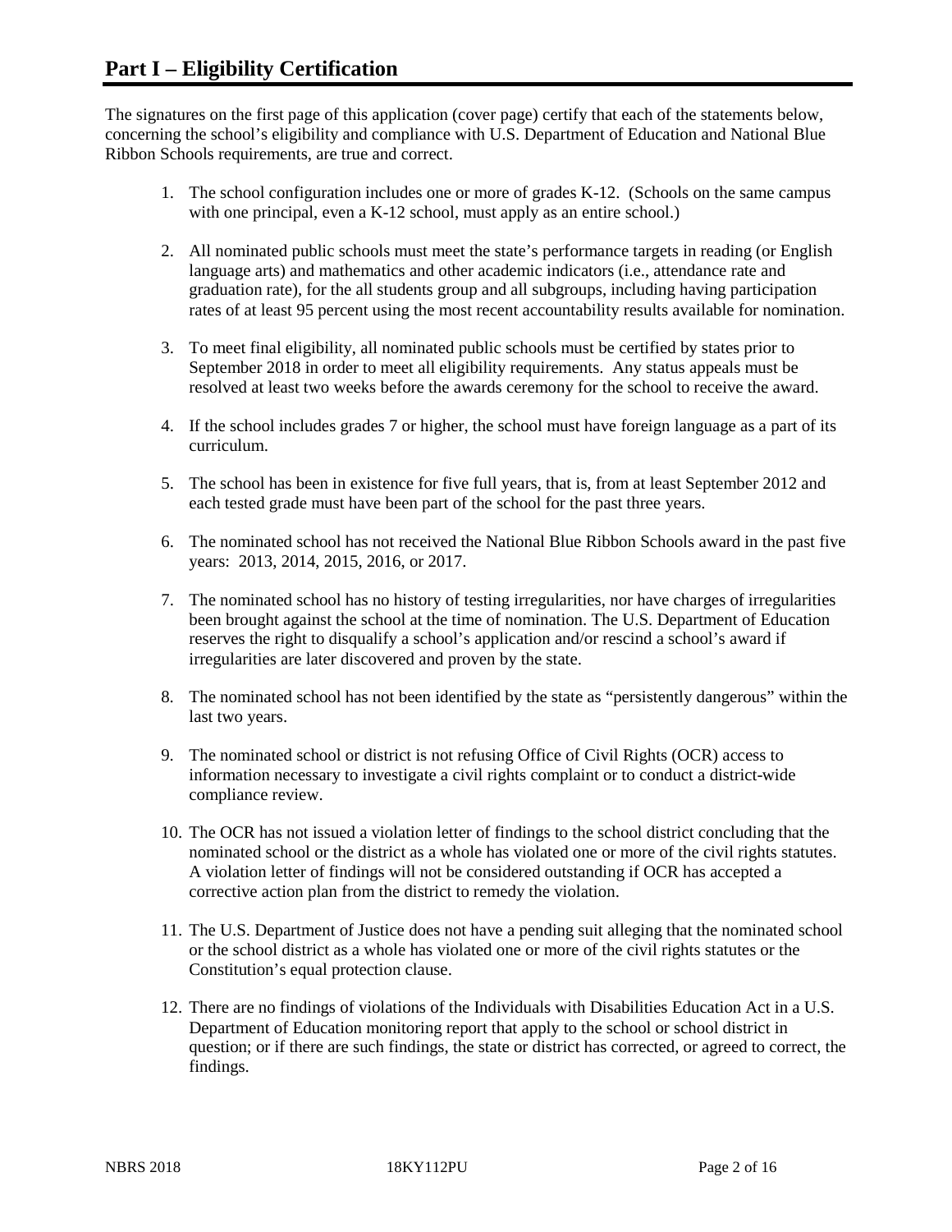# Part I – Eligibility Certification

The signatures on the first page of this application (cover page) certify that each of the statements below, concerning the school's eligibility and compliance with U.S. Department of Education and National Blue Ribbon Schools requirements, are true and correct.

1. The school configuration includes one or more of grades K-12. (Schools on the same campus with one principal, even a K-12 school, must apply as an entire school.)

2. All nominated public schools must meet the state's performance targets in reading (or English language arts) and mathematics and other academic indicators (i.e., attendance rate and graduation rate), for the all students group and all subgroups, including having participation rates of at least 95 percent using the most recent accountability results available for nomination.

3. To meet final eligibility, all nominated public schools must be certified by states prior to September 2018 in order to meet all eligibility requirements. Any status appeals must be resolved at least two weeks before the awards ceremony for the school to receive the award.

4. If the school includes grades 7 or higher, the school must have foreign language as a part of its curriculum.

5. The school has been in existence for five full years, that is, from at least September 2012 and each tested grade must have been part of the school for the past three years.

6. The nominated school has not received the National Blue Ribbon Schools award in the past five years: 2013, 2014, 2015, 2016, or 2017.

7. The nominated school has no history of testing irregularities, nor have charges of irregularities been brought against the school at the time of nomination. The U.S. Department of Education reserves the right to disqualify a school's application and/or rescind a school's award if irregularities are later discovered and proven by the state.

8. The nominated school has not been identified by the state as "persistently dangerous" within the last two years.

9. The nominated school or district is not refusing Office of Civil Rights (OCR) access to information necessary to investigate a civil rights complaint or to conduct a district-wide compliance review.

10. The OCR has not issued a violation letter of findings to the school district concluding that the nominated school or the district as a whole has violated one or more of the civil rights statutes. A violation letter of findings will not be considered outstanding if OCR has accepted a corrective action plan from the district to remedy the violation.

11. The U.S. Department of Justice does not have a pending suit alleging that the nominated school or the school district as a whole has violated one or more of the civil rights statutes or the Constitution's equal protection clause.

12. There are no findings of violations of the Individuals with Disabilities Education Act in a U.S. Department of Education monitoring report that apply to the school or school district in question; or if there are such findings, the state or district has corrected, or agreed to correct, the findings.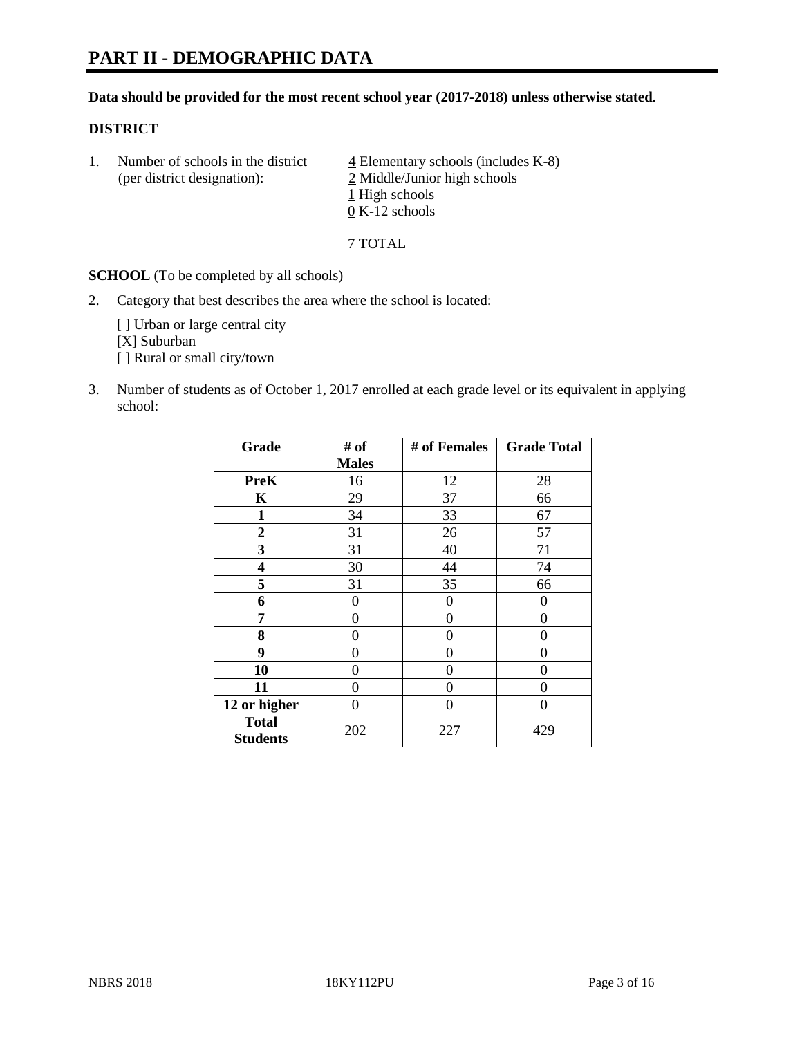# PART II - DEMOGRAPHIC DATA

**Data should be provided for the most recent school year (2017-2018) unless otherwise stated.**

**DISTRICT**

1. Number of schools in the district (per district designation):
   - 4 Elementary schools (includes K-8)
   - 2 Middle/Junior high schools
   - 1 High schools
   - 0 K-12 schools

   7 TOTAL

**SCHOOL** (To be completed by all schools)

2. Category that best describes the area where the school is located:

   [ ] Urban or large central city
   [X] Suburban
   [ ] Rural or small city/town

3. Number of students as of October 1, 2017 enrolled at each grade level or its equivalent in applying school:

| Grade | # of Males | # of Females | Grade Total |
|---|---|---|---|
| **PreK** | 16 | 12 | 28 |
| **K** | 29 | 37 | 66 |
| **1** | 34 | 33 | 67 |
| **2** | 31 | 26 | 57 |
| **3** | 31 | 40 | 71 |
| **4** | 30 | 44 | 74 |
| **5** | 31 | 35 | 66 |
| **6** | 0 | 0 | 0 |
| **7** | 0 | 0 | 0 |
| **8** | 0 | 0 | 0 |
| **9** | 0 | 0 | 0 |
| **10** | 0 | 0 | 0 |
| **11** | 0 | 0 | 0 |
| **12 or higher** | 0 | 0 | 0 |
| **Total Students** | 202 | 227 | 429 |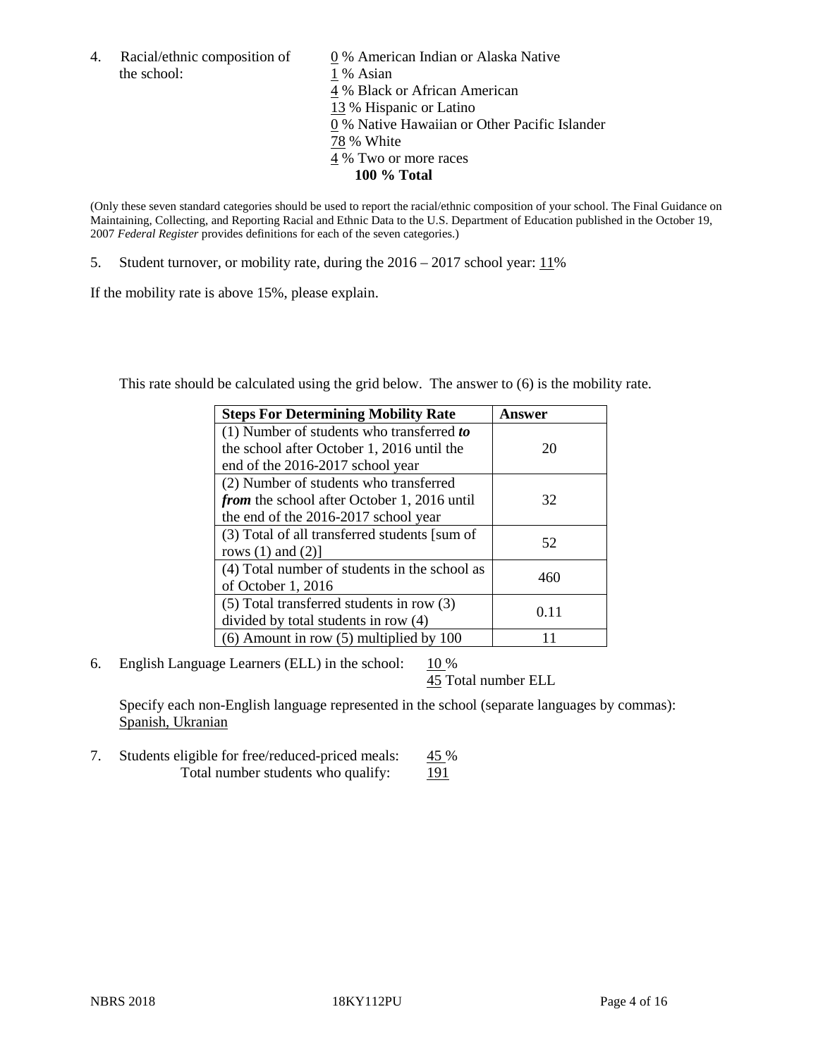4. Racial/ethnic composition of the school:

0 % American Indian or Alaska Native
1 % Asian
4 % Black or African American
13 % Hispanic or Latino
0 % Native Hawaiian or Other Pacific Islander
78 % White
4 % Two or more races
**100 % Total**

(Only these seven standard categories should be used to report the racial/ethnic composition of your school. The Final Guidance on Maintaining, Collecting, and Reporting Racial and Ethnic Data to the U.S. Department of Education published in the October 19, 2007 *Federal Register* provides definitions for each of the seven categories.)

5. Student turnover, or mobility rate, during the 2016 – 2017 school year: 11%

If the mobility rate is above 15%, please explain.

This rate should be calculated using the grid below. The answer to (6) is the mobility rate.

| Steps For Determining Mobility Rate | Answer |
|---|---|
| (1) Number of students who transferred ***to*** the school after October 1, 2016 until the end of the 2016-2017 school year | 20 |
| (2) Number of students who transferred ***from*** the school after October 1, 2016 until the end of the 2016-2017 school year | 32 |
| (3) Total of all transferred students [sum of rows (1) and (2)] | 52 |
| (4) Total number of students in the school as of October 1, 2016 | 460 |
| (5) Total transferred students in row (3) divided by total students in row (4) | 0.11 |
| (6) Amount in row (5) multiplied by 100 | 11 |

6. English Language Learners (ELL) in the school: 10 %
45 Total number ELL

Specify each non-English language represented in the school (separate languages by commas): Spanish, Ukranian

7. Students eligible for free/reduced-priced meals: 45 %
Total number students who qualify: 191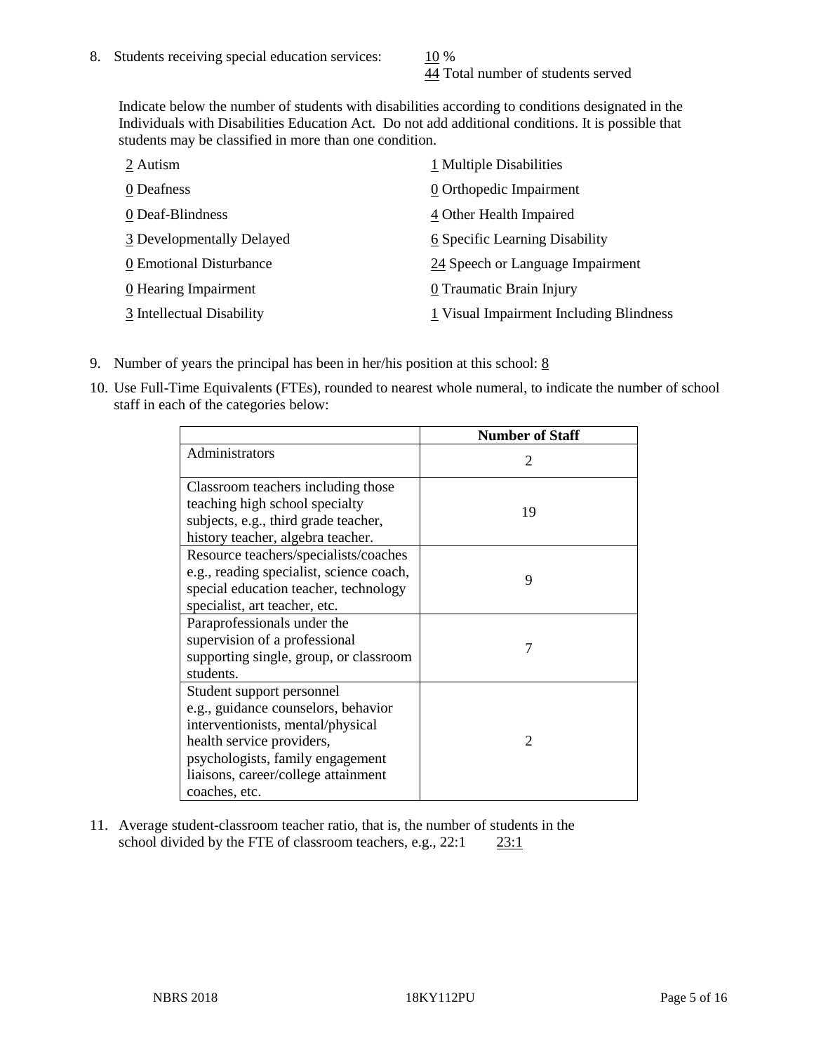8. Students receiving special education services: 10 %
   44 Total number of students served

   Indicate below the number of students with disabilities according to conditions designated in the Individuals with Disabilities Education Act. Do not add additional conditions. It is possible that students may be classified in more than one condition.

   2 Autism
   0 Deafness
   0 Deaf-Blindness
   3 Developmentally Delayed
   0 Emotional Disturbance
   0 Hearing Impairment
   3 Intellectual Disability
   1 Multiple Disabilities
   0 Orthopedic Impairment
   4 Other Health Impaired
   6 Specific Learning Disability
   24 Speech or Language Impairment
   0 Traumatic Brain Injury
   1 Visual Impairment Including Blindness

9. Number of years the principal has been in her/his position at this school: 8

10. Use Full-Time Equivalents (FTEs), rounded to nearest whole numeral, to indicate the number of school staff in each of the categories below:

| | Number of Staff |
|---|---|
| Administrators | 2 |
| Classroom teachers including those teaching high school specialty subjects, e.g., third grade teacher, history teacher, algebra teacher. | 19 |
| Resource teachers/specialists/coaches e.g., reading specialist, science coach, special education teacher, technology specialist, art teacher, etc. | 9 |
| Paraprofessionals under the supervision of a professional supporting single, group, or classroom students. | 7 |
| Student support personnel e.g., guidance counselors, behavior interventionists, mental/physical health service providers, psychologists, family engagement liaisons, career/college attainment coaches, etc. | 2 |

11. Average student-classroom teacher ratio, that is, the number of students in the school divided by the FTE of classroom teachers, e.g., 22:1 23:1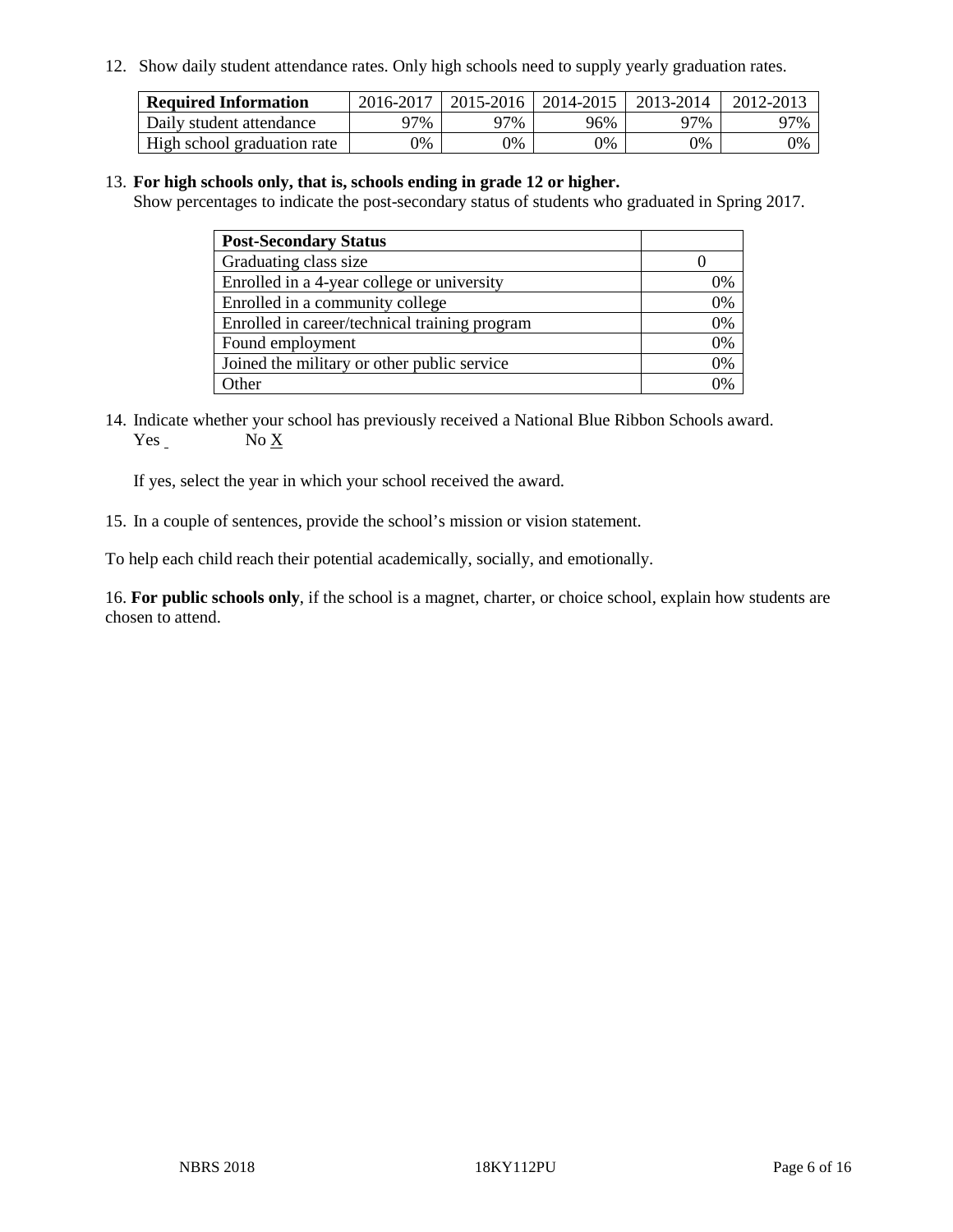12. Show daily student attendance rates. Only high schools need to supply yearly graduation rates.

| Required Information | 2016-2017 | 2015-2016 | 2014-2015 | 2013-2014 | 2012-2013 |
|---|---|---|---|---|---|
| Daily student attendance | 97% | 97% | 96% | 97% | 97% |
| High school graduation rate | 0% | 0% | 0% | 0% | 0% |

13. **For high schools only, that is, schools ending in grade 12 or higher.**
Show percentages to indicate the post-secondary status of students who graduated in Spring 2017.

| Post-Secondary Status | |
|---|---|
| Graduating class size | 0 |
| Enrolled in a 4-year college or university | 0% |
| Enrolled in a community college | 0% |
| Enrolled in career/technical training program | 0% |
| Found employment | 0% |
| Joined the military or other public service | 0% |
| Other | 0% |

14. Indicate whether your school has previously received a National Blue Ribbon Schools award.
Yes _ No X

If yes, select the year in which your school received the award.

15. In a couple of sentences, provide the school's mission or vision statement.

To help each child reach their potential academically, socially, and emotionally.

16. **For public schools only**, if the school is a magnet, charter, or choice school, explain how students are chosen to attend.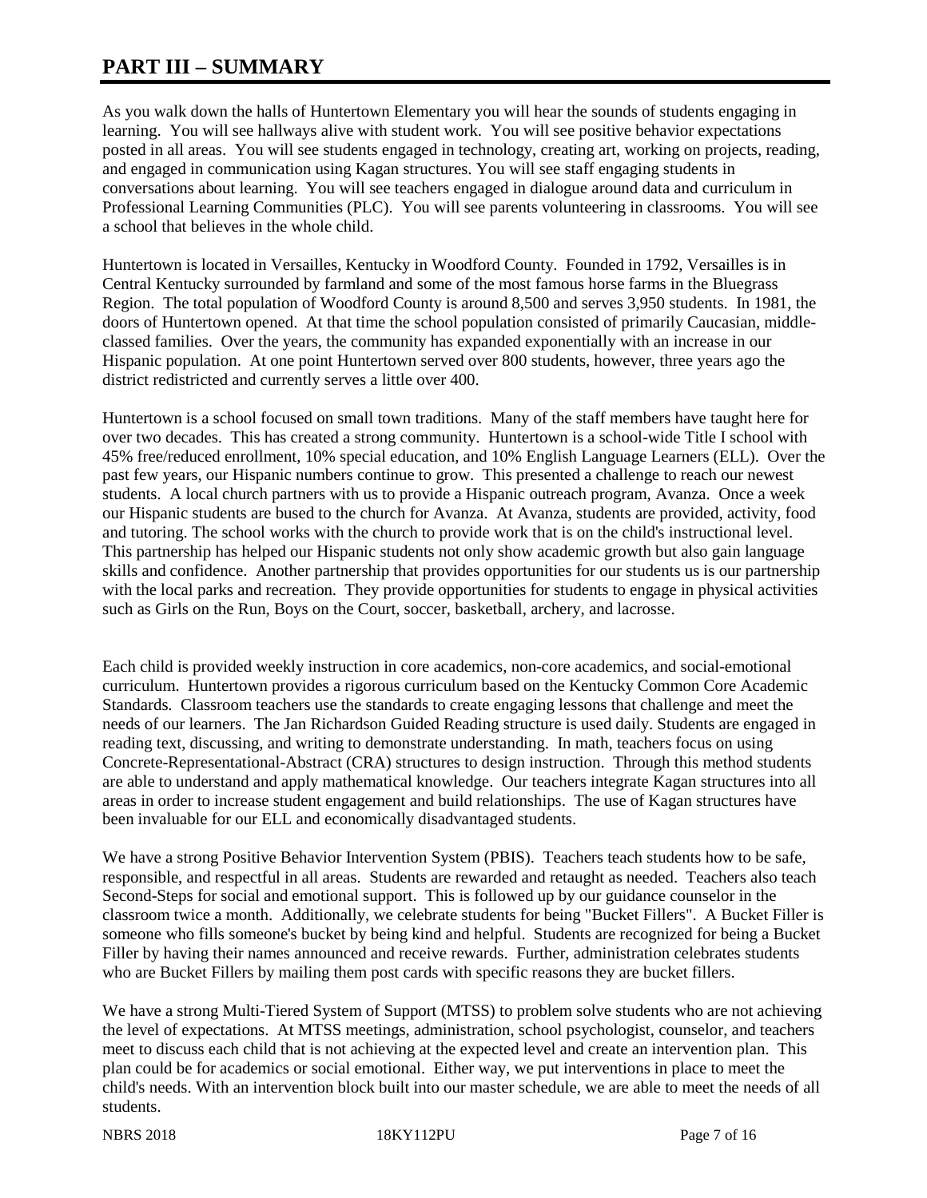# PART III – SUMMARY

As you walk down the halls of Huntertown Elementary you will hear the sounds of students engaging in learning. You will see hallways alive with student work. You will see positive behavior expectations posted in all areas. You will see students engaged in technology, creating art, working on projects, reading, and engaged in communication using Kagan structures. You will see staff engaging students in conversations about learning. You will see teachers engaged in dialogue around data and curriculum in Professional Learning Communities (PLC). You will see parents volunteering in classrooms. You will see a school that believes in the whole child.

Huntertown is located in Versailles, Kentucky in Woodford County. Founded in 1792, Versailles is in Central Kentucky surrounded by farmland and some of the most famous horse farms in the Bluegrass Region. The total population of Woodford County is around 8,500 and serves 3,950 students. In 1981, the doors of Huntertown opened. At that time the school population consisted of primarily Caucasian, middle-classed families. Over the years, the community has expanded exponentially with an increase in our Hispanic population. At one point Huntertown served over 800 students, however, three years ago the district redistricted and currently serves a little over 400.

Huntertown is a school focused on small town traditions. Many of the staff members have taught here for over two decades. This has created a strong community. Huntertown is a school-wide Title I school with 45% free/reduced enrollment, 10% special education, and 10% English Language Learners (ELL). Over the past few years, our Hispanic numbers continue to grow. This presented a challenge to reach our newest students. A local church partners with us to provide a Hispanic outreach program, Avanza. Once a week our Hispanic students are bused to the church for Avanza. At Avanza, students are provided, activity, food and tutoring. The school works with the church to provide work that is on the child's instructional level. This partnership has helped our Hispanic students not only show academic growth but also gain language skills and confidence. Another partnership that provides opportunities for our students us is our partnership with the local parks and recreation. They provide opportunities for students to engage in physical activities such as Girls on the Run, Boys on the Court, soccer, basketball, archery, and lacrosse.

Each child is provided weekly instruction in core academics, non-core academics, and social-emotional curriculum. Huntertown provides a rigorous curriculum based on the Kentucky Common Core Academic Standards. Classroom teachers use the standards to create engaging lessons that challenge and meet the needs of our learners. The Jan Richardson Guided Reading structure is used daily. Students are engaged in reading text, discussing, and writing to demonstrate understanding. In math, teachers focus on using Concrete-Representational-Abstract (CRA) structures to design instruction. Through this method students are able to understand and apply mathematical knowledge. Our teachers integrate Kagan structures into all areas in order to increase student engagement and build relationships. The use of Kagan structures have been invaluable for our ELL and economically disadvantaged students.

We have a strong Positive Behavior Intervention System (PBIS). Teachers teach students how to be safe, responsible, and respectful in all areas. Students are rewarded and retaught as needed. Teachers also teach Second-Steps for social and emotional support. This is followed up by our guidance counselor in the classroom twice a month. Additionally, we celebrate students for being "Bucket Fillers". A Bucket Filler is someone who fills someone's bucket by being kind and helpful. Students are recognized for being a Bucket Filler by having their names announced and receive rewards. Further, administration celebrates students who are Bucket Fillers by mailing them post cards with specific reasons they are bucket fillers.

We have a strong Multi-Tiered System of Support (MTSS) to problem solve students who are not achieving the level of expectations. At MTSS meetings, administration, school psychologist, counselor, and teachers meet to discuss each child that is not achieving at the expected level and create an intervention plan. This plan could be for academics or social emotional. Either way, we put interventions in place to meet the child's needs. With an intervention block built into our master schedule, we are able to meet the needs of all students.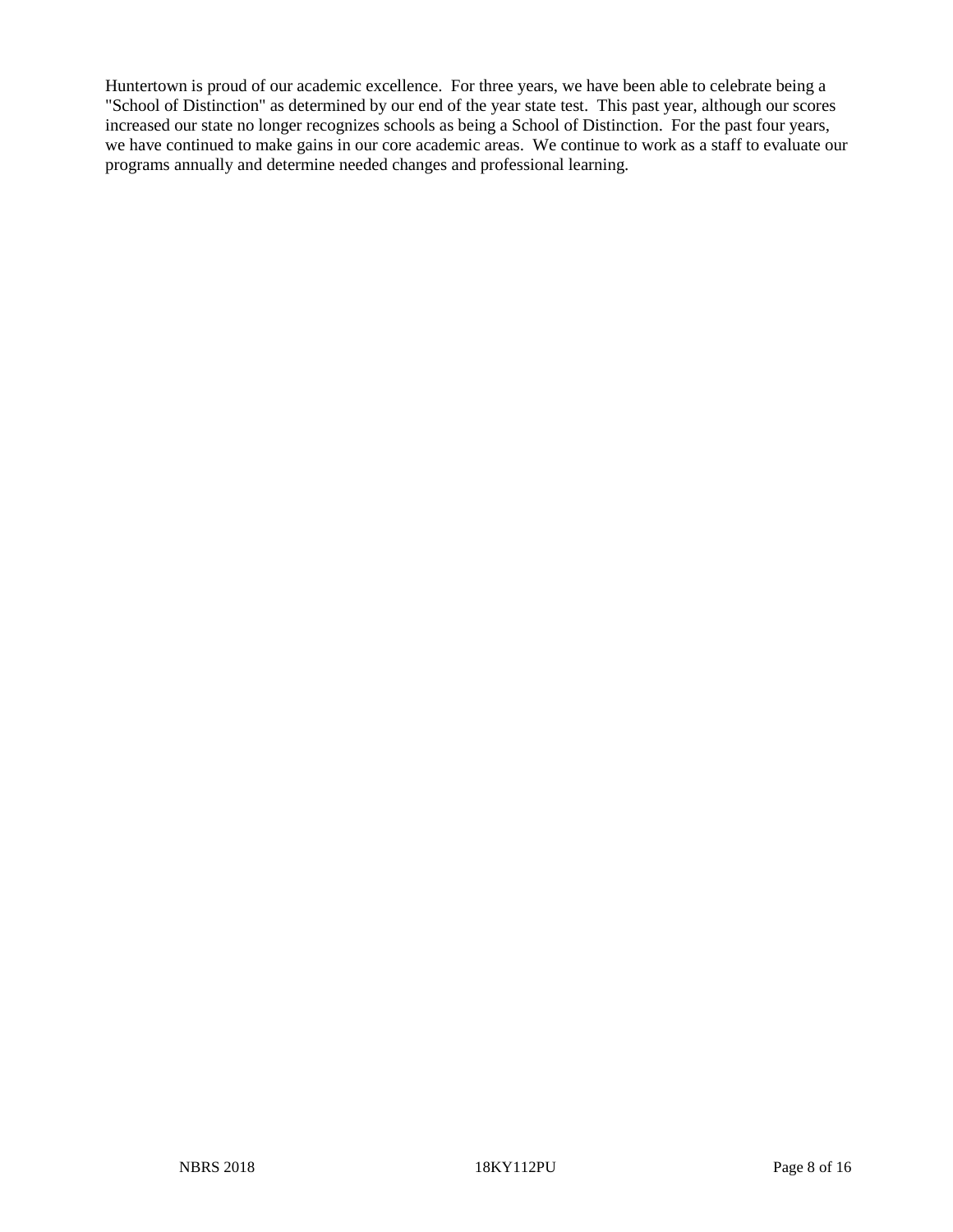Huntertown is proud of our academic excellence. For three years, we have been able to celebrate being a "School of Distinction" as determined by our end of the year state test. This past year, although our scores increased our state no longer recognizes schools as being a School of Distinction. For the past four years, we have continued to make gains in our core academic areas. We continue to work as a staff to evaluate our programs annually and determine needed changes and professional learning.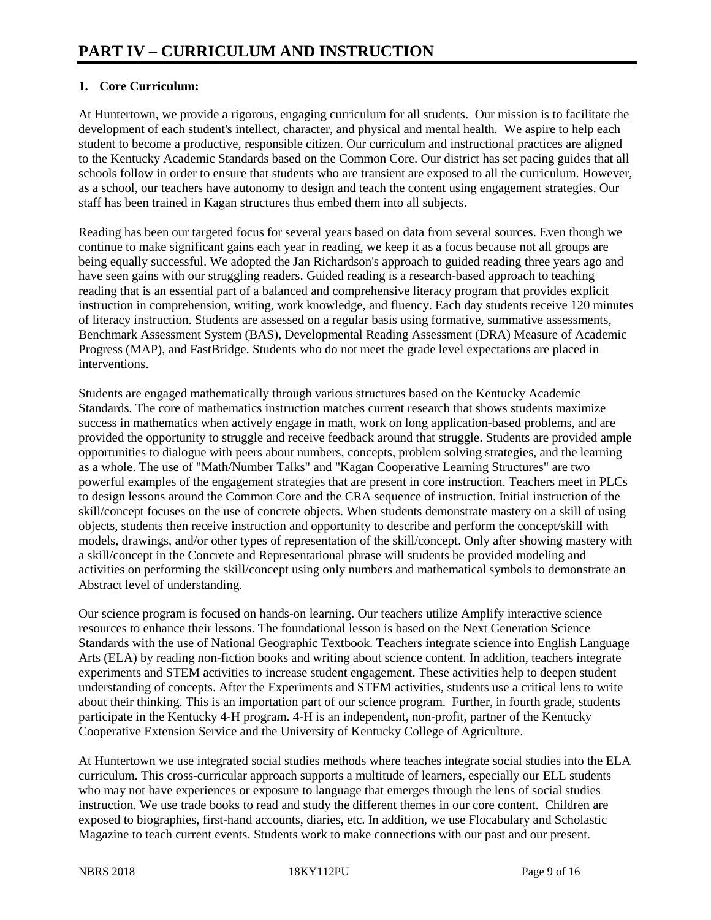# PART IV – CURRICULUM AND INSTRUCTION

**1. Core Curriculum:**

At Huntertown, we provide a rigorous, engaging curriculum for all students. Our mission is to facilitate the development of each student's intellect, character, and physical and mental health. We aspire to help each student to become a productive, responsible citizen. Our curriculum and instructional practices are aligned to the Kentucky Academic Standards based on the Common Core. Our district has set pacing guides that all schools follow in order to ensure that students who are transient are exposed to all the curriculum. However, as a school, our teachers have autonomy to design and teach the content using engagement strategies. Our staff has been trained in Kagan structures thus embed them into all subjects.

Reading has been our targeted focus for several years based on data from several sources. Even though we continue to make significant gains each year in reading, we keep it as a focus because not all groups are being equally successful. We adopted the Jan Richardson's approach to guided reading three years ago and have seen gains with our struggling readers. Guided reading is a research-based approach to teaching reading that is an essential part of a balanced and comprehensive literacy program that provides explicit instruction in comprehension, writing, work knowledge, and fluency. Each day students receive 120 minutes of literacy instruction. Students are assessed on a regular basis using formative, summative assessments, Benchmark Assessment System (BAS), Developmental Reading Assessment (DRA) Measure of Academic Progress (MAP), and FastBridge. Students who do not meet the grade level expectations are placed in interventions.

Students are engaged mathematically through various structures based on the Kentucky Academic Standards. The core of mathematics instruction matches current research that shows students maximize success in mathematics when actively engage in math, work on long application-based problems, and are provided the opportunity to struggle and receive feedback around that struggle. Students are provided ample opportunities to dialogue with peers about numbers, concepts, problem solving strategies, and the learning as a whole. The use of "Math/Number Talks" and "Kagan Cooperative Learning Structures" are two powerful examples of the engagement strategies that are present in core instruction. Teachers meet in PLCs to design lessons around the Common Core and the CRA sequence of instruction. Initial instruction of the skill/concept focuses on the use of concrete objects. When students demonstrate mastery on a skill of using objects, students then receive instruction and opportunity to describe and perform the concept/skill with models, drawings, and/or other types of representation of the skill/concept. Only after showing mastery with a skill/concept in the Concrete and Representational phrase will students be provided modeling and activities on performing the skill/concept using only numbers and mathematical symbols to demonstrate an Abstract level of understanding.

Our science program is focused on hands-on learning. Our teachers utilize Amplify interactive science resources to enhance their lessons. The foundational lesson is based on the Next Generation Science Standards with the use of National Geographic Textbook. Teachers integrate science into English Language Arts (ELA) by reading non-fiction books and writing about science content. In addition, teachers integrate experiments and STEM activities to increase student engagement. These activities help to deepen student understanding of concepts. After the Experiments and STEM activities, students use a critical lens to write about their thinking. This is an importation part of our science program. Further, in fourth grade, students participate in the Kentucky 4-H program. 4-H is an independent, non-profit, partner of the Kentucky Cooperative Extension Service and the University of Kentucky College of Agriculture.

At Huntertown we use integrated social studies methods where teaches integrate social studies into the ELA curriculum. This cross-curricular approach supports a multitude of learners, especially our ELL students who may not have experiences or exposure to language that emerges through the lens of social studies instruction. We use trade books to read and study the different themes in our core content. Children are exposed to biographies, first-hand accounts, diaries, etc. In addition, we use Flocabulary and Scholastic Magazine to teach current events. Students work to make connections with our past and our present.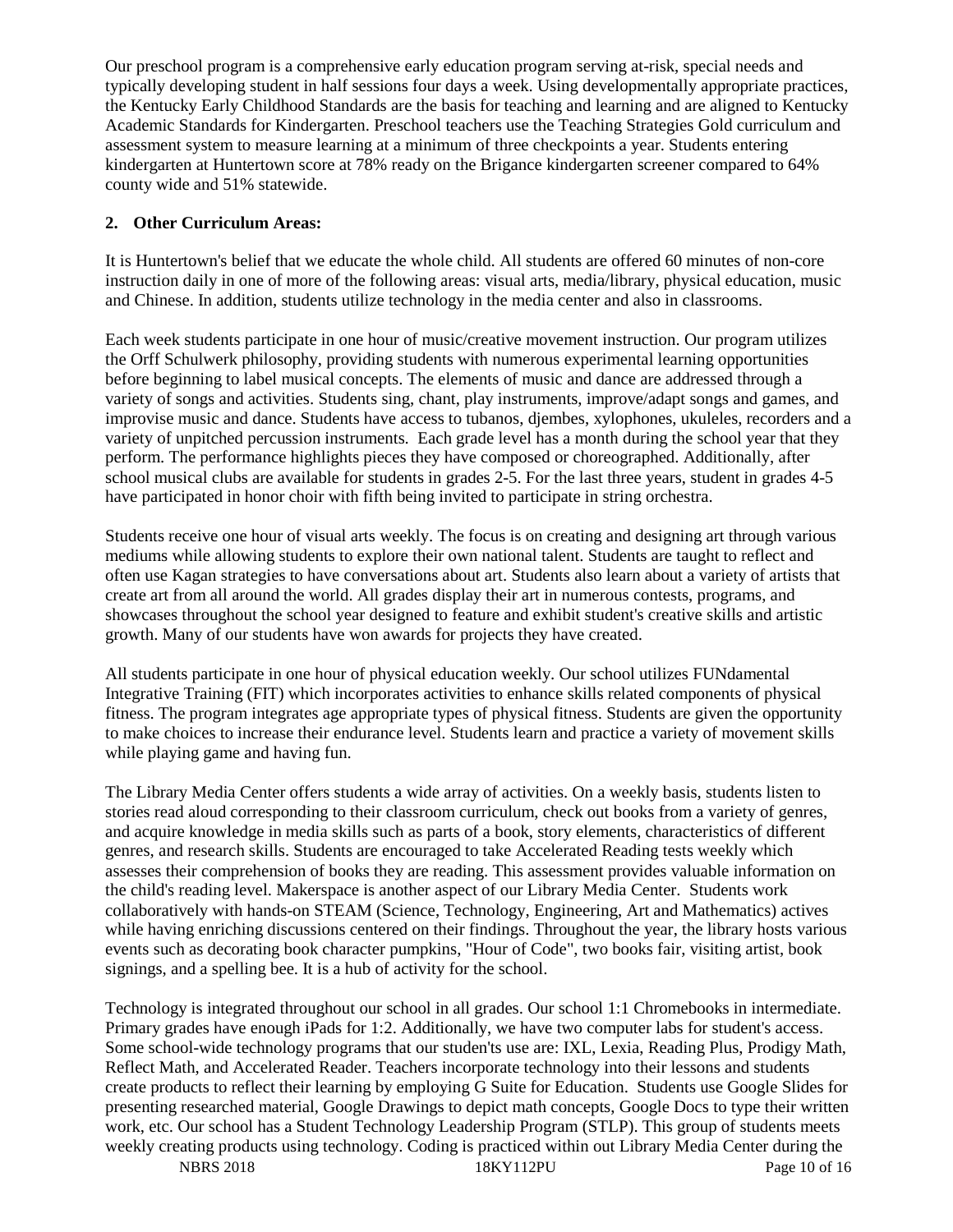Our preschool program is a comprehensive early education program serving at-risk, special needs and typically developing student in half sessions four days a week. Using developmentally appropriate practices, the Kentucky Early Childhood Standards are the basis for teaching and learning and are aligned to Kentucky Academic Standards for Kindergarten. Preschool teachers use the Teaching Strategies Gold curriculum and assessment system to measure learning at a minimum of three checkpoints a year. Students entering kindergarten at Huntertown score at 78% ready on the Brigance kindergarten screener compared to 64% county wide and 51% statewide.

**2. Other Curriculum Areas:**

It is Huntertown's belief that we educate the whole child. All students are offered 60 minutes of non-core instruction daily in one of more of the following areas: visual arts, media/library, physical education, music and Chinese. In addition, students utilize technology in the media center and also in classrooms.

Each week students participate in one hour of music/creative movement instruction. Our program utilizes the Orff Schulwerk philosophy, providing students with numerous experimental learning opportunities before beginning to label musical concepts. The elements of music and dance are addressed through a variety of songs and activities. Students sing, chant, play instruments, improve/adapt songs and games, and improvise music and dance. Students have access to tubanos, djembes, xylophones, ukuleles, recorders and a variety of unpitched percussion instruments. Each grade level has a month during the school year that they perform. The performance highlights pieces they have composed or choreographed. Additionally, after school musical clubs are available for students in grades 2-5. For the last three years, student in grades 4-5 have participated in honor choir with fifth being invited to participate in string orchestra.

Students receive one hour of visual arts weekly. The focus is on creating and designing art through various mediums while allowing students to explore their own national talent. Students are taught to reflect and often use Kagan strategies to have conversations about art. Students also learn about a variety of artists that create art from all around the world. All grades display their art in numerous contests, programs, and showcases throughout the school year designed to feature and exhibit student's creative skills and artistic growth. Many of our students have won awards for projects they have created.

All students participate in one hour of physical education weekly. Our school utilizes FUNdamental Integrative Training (FIT) which incorporates activities to enhance skills related components of physical fitness. The program integrates age appropriate types of physical fitness. Students are given the opportunity to make choices to increase their endurance level. Students learn and practice a variety of movement skills while playing game and having fun.

The Library Media Center offers students a wide array of activities. On a weekly basis, students listen to stories read aloud corresponding to their classroom curriculum, check out books from a variety of genres, and acquire knowledge in media skills such as parts of a book, story elements, characteristics of different genres, and research skills. Students are encouraged to take Accelerated Reading tests weekly which assesses their comprehension of books they are reading. This assessment provides valuable information on the child's reading level. Makerspace is another aspect of our Library Media Center. Students work collaboratively with hands-on STEAM (Science, Technology, Engineering, Art and Mathematics) actives while having enriching discussions centered on their findings. Throughout the year, the library hosts various events such as decorating book character pumpkins, "Hour of Code", two books fair, visiting artist, book signings, and a spelling bee. It is a hub of activity for the school.

Technology is integrated throughout our school in all grades. Our school 1:1 Chromebooks in intermediate. Primary grades have enough iPads for 1:2. Additionally, we have two computer labs for student's access. Some school-wide technology programs that our studen'ts use are: IXL, Lexia, Reading Plus, Prodigy Math, Reflect Math, and Accelerated Reader. Teachers incorporate technology into their lessons and students create products to reflect their learning by employing G Suite for Education. Students use Google Slides for presenting researched material, Google Drawings to depict math concepts, Google Docs to type their written work, etc. Our school has a Student Technology Leadership Program (STLP). This group of students meets weekly creating products using technology. Coding is practiced within out Library Media Center during the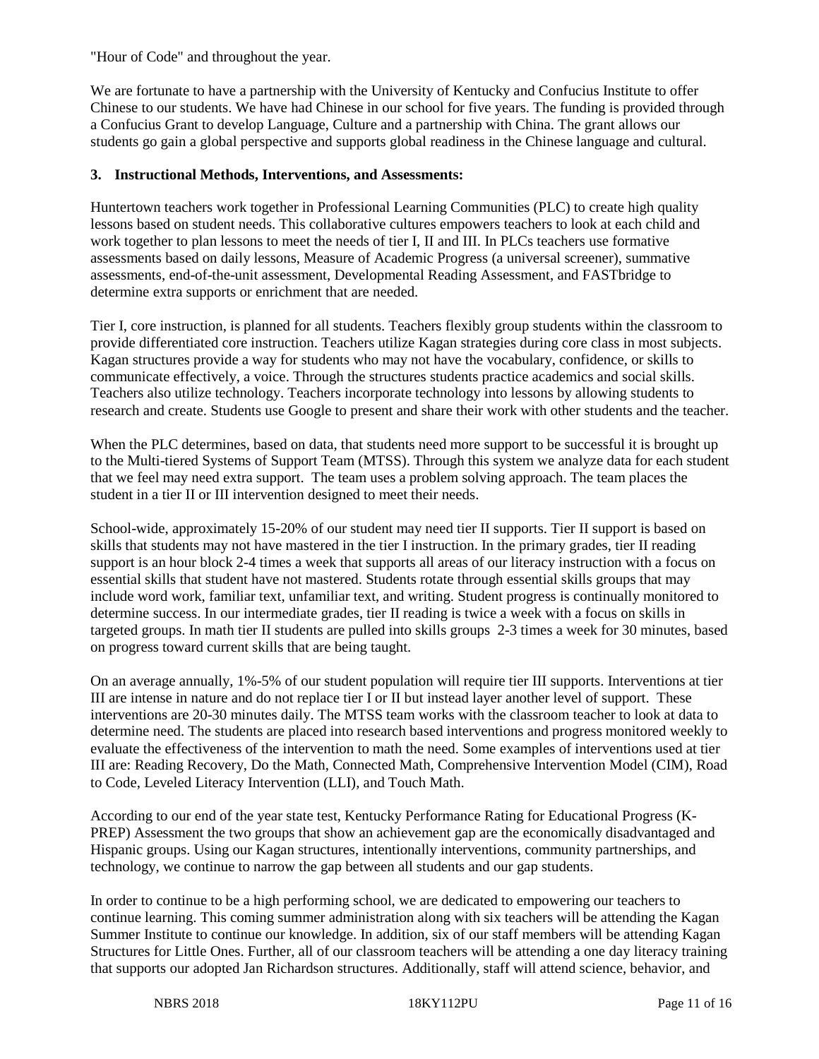"Hour of Code" and throughout the year.

We are fortunate to have a partnership with the University of Kentucky and Confucius Institute to offer Chinese to our students. We have had Chinese in our school for five years. The funding is provided through a Confucius Grant to develop Language, Culture and a partnership with China. The grant allows our students go gain a global perspective and supports global readiness in the Chinese language and cultural.

### 3. Instructional Methods, Interventions, and Assessments:

Huntertown teachers work together in Professional Learning Communities (PLC) to create high quality lessons based on student needs. This collaborative cultures empowers teachers to look at each child and work together to plan lessons to meet the needs of tier I, II and III. In PLCs teachers use formative assessments based on daily lessons, Measure of Academic Progress (a universal screener), summative assessments, end-of-the-unit assessment, Developmental Reading Assessment, and FASTbridge to determine extra supports or enrichment that are needed.

Tier I, core instruction, is planned for all students. Teachers flexibly group students within the classroom to provide differentiated core instruction. Teachers utilize Kagan strategies during core class in most subjects. Kagan structures provide a way for students who may not have the vocabulary, confidence, or skills to communicate effectively, a voice. Through the structures students practice academics and social skills. Teachers also utilize technology. Teachers incorporate technology into lessons by allowing students to research and create. Students use Google to present and share their work with other students and the teacher.

When the PLC determines, based on data, that students need more support to be successful it is brought up to the Multi-tiered Systems of Support Team (MTSS). Through this system we analyze data for each student that we feel may need extra support. The team uses a problem solving approach. The team places the student in a tier II or III intervention designed to meet their needs.

School-wide, approximately 15-20% of our student may need tier II supports. Tier II support is based on skills that students may not have mastered in the tier I instruction. In the primary grades, tier II reading support is an hour block 2-4 times a week that supports all areas of our literacy instruction with a focus on essential skills that student have not mastered. Students rotate through essential skills groups that may include word work, familiar text, unfamiliar text, and writing. Student progress is continually monitored to determine success. In our intermediate grades, tier II reading is twice a week with a focus on skills in targeted groups. In math tier II students are pulled into skills groups 2-3 times a week for 30 minutes, based on progress toward current skills that are being taught.

On an average annually, 1%-5% of our student population will require tier III supports. Interventions at tier III are intense in nature and do not replace tier I or II but instead layer another level of support. These interventions are 20-30 minutes daily. The MTSS team works with the classroom teacher to look at data to determine need. The students are placed into research based interventions and progress monitored weekly to evaluate the effectiveness of the intervention to math the need. Some examples of interventions used at tier III are: Reading Recovery, Do the Math, Connected Math, Comprehensive Intervention Model (CIM), Road to Code, Leveled Literacy Intervention (LLI), and Touch Math.

According to our end of the year state test, Kentucky Performance Rating for Educational Progress (K-PREP) Assessment the two groups that show an achievement gap are the economically disadvantaged and Hispanic groups. Using our Kagan structures, intentionally interventions, community partnerships, and technology, we continue to narrow the gap between all students and our gap students.

In order to continue to be a high performing school, we are dedicated to empowering our teachers to continue learning. This coming summer administration along with six teachers will be attending the Kagan Summer Institute to continue our knowledge. In addition, six of our staff members will be attending Kagan Structures for Little Ones. Further, all of our classroom teachers will be attending a one day literacy training that supports our adopted Jan Richardson structures. Additionally, staff will attend science, behavior, and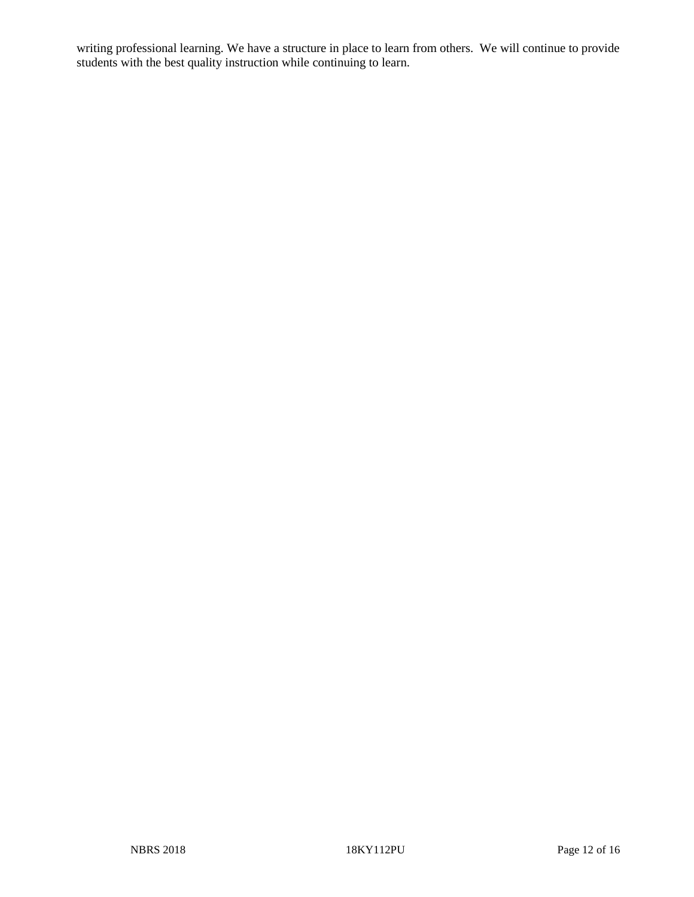writing professional learning. We have a structure in place to learn from others. We will continue to provide students with the best quality instruction while continuing to learn.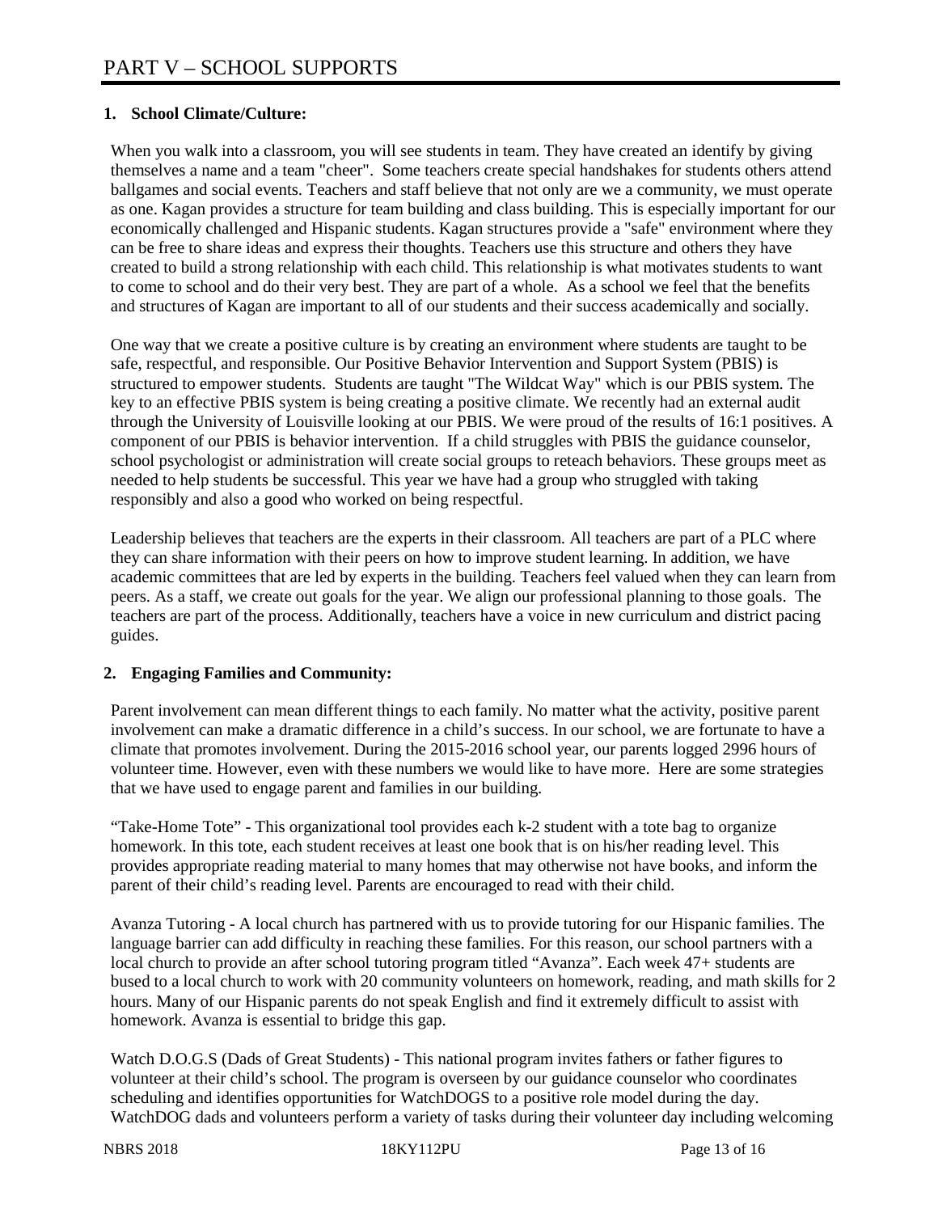# PART V – SCHOOL SUPPORTS

## 1. School Climate/Culture:

When you walk into a classroom, you will see students in team. They have created an identify by giving themselves a name and a team "cheer". Some teachers create special handshakes for students others attend ballgames and social events. Teachers and staff believe that not only are we a community, we must operate as one. Kagan provides a structure for team building and class building. This is especially important for our economically challenged and Hispanic students. Kagan structures provide a "safe" environment where they can be free to share ideas and express their thoughts. Teachers use this structure and others they have created to build a strong relationship with each child. This relationship is what motivates students to want to come to school and do their very best. They are part of a whole. As a school we feel that the benefits and structures of Kagan are important to all of our students and their success academically and socially.

One way that we create a positive culture is by creating an environment where students are taught to be safe, respectful, and responsible. Our Positive Behavior Intervention and Support System (PBIS) is structured to empower students. Students are taught "The Wildcat Way" which is our PBIS system. The key to an effective PBIS system is being creating a positive climate. We recently had an external audit through the University of Louisville looking at our PBIS. We were proud of the results of 16:1 positives. A component of our PBIS is behavior intervention. If a child struggles with PBIS the guidance counselor, school psychologist or administration will create social groups to reteach behaviors. These groups meet as needed to help students be successful. This year we have had a group who struggled with taking responsibly and also a good who worked on being respectful.

Leadership believes that teachers are the experts in their classroom. All teachers are part of a PLC where they can share information with their peers on how to improve student learning. In addition, we have academic committees that are led by experts in the building. Teachers feel valued when they can learn from peers. As a staff, we create out goals for the year. We align our professional planning to those goals. The teachers are part of the process. Additionally, teachers have a voice in new curriculum and district pacing guides.

## 2. Engaging Families and Community:

Parent involvement can mean different things to each family. No matter what the activity, positive parent involvement can make a dramatic difference in a child's success. In our school, we are fortunate to have a climate that promotes involvement. During the 2015-2016 school year, our parents logged 2996 hours of volunteer time. However, even with these numbers we would like to have more. Here are some strategies that we have used to engage parent and families in our building.

"Take-Home Tote" - This organizational tool provides each k-2 student with a tote bag to organize homework. In this tote, each student receives at least one book that is on his/her reading level. This provides appropriate reading material to many homes that may otherwise not have books, and inform the parent of their child's reading level. Parents are encouraged to read with their child.

Avanza Tutoring - A local church has partnered with us to provide tutoring for our Hispanic families. The language barrier can add difficulty in reaching these families. For this reason, our school partners with a local church to provide an after school tutoring program titled "Avanza". Each week 47+ students are bused to a local church to work with 20 community volunteers on homework, reading, and math skills for 2 hours. Many of our Hispanic parents do not speak English and find it extremely difficult to assist with homework. Avanza is essential to bridge this gap.

Watch D.O.G.S (Dads of Great Students) - This national program invites fathers or father figures to volunteer at their child's school. The program is overseen by our guidance counselor who coordinates scheduling and identifies opportunities for WatchDOGS to a positive role model during the day. WatchDOG dads and volunteers perform a variety of tasks during their volunteer day including welcoming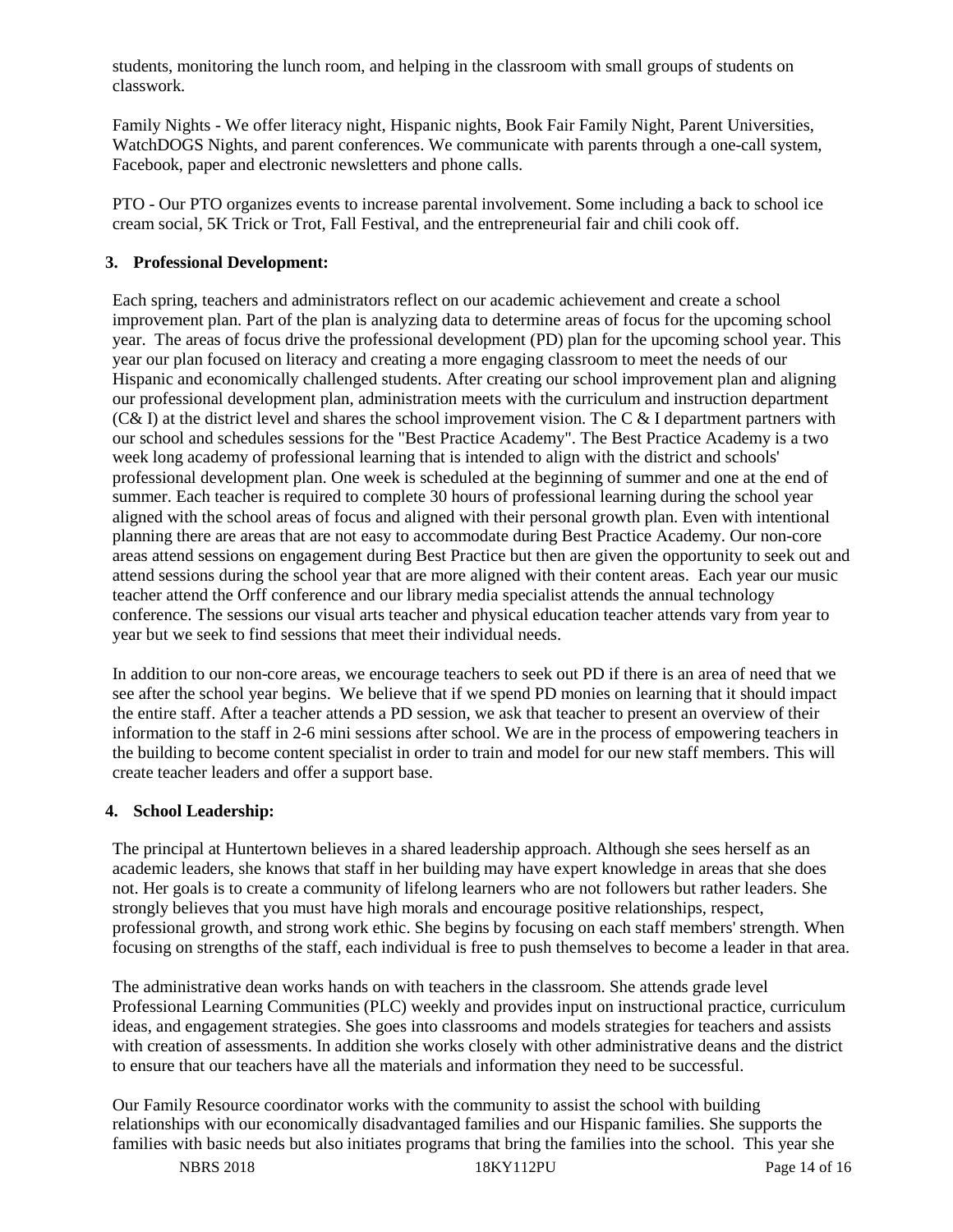students, monitoring the lunch room, and helping in the classroom with small groups of students on classwork.

Family Nights - We offer literacy night, Hispanic nights, Book Fair Family Night, Parent Universities, WatchDOGS Nights, and parent conferences. We communicate with parents through a one-call system, Facebook, paper and electronic newsletters and phone calls.

PTO - Our PTO organizes events to increase parental involvement. Some including a back to school ice cream social, 5K Trick or Trot, Fall Festival, and the entrepreneurial fair and chili cook off.

**3. Professional Development:**

Each spring, teachers and administrators reflect on our academic achievement and create a school improvement plan. Part of the plan is analyzing data to determine areas of focus for the upcoming school year. The areas of focus drive the professional development (PD) plan for the upcoming school year. This year our plan focused on literacy and creating a more engaging classroom to meet the needs of our Hispanic and economically challenged students. After creating our school improvement plan and aligning our professional development plan, administration meets with the curriculum and instruction department (C& I) at the district level and shares the school improvement vision. The C & I department partners with our school and schedules sessions for the "Best Practice Academy". The Best Practice Academy is a two week long academy of professional learning that is intended to align with the district and schools' professional development plan. One week is scheduled at the beginning of summer and one at the end of summer. Each teacher is required to complete 30 hours of professional learning during the school year aligned with the school areas of focus and aligned with their personal growth plan. Even with intentional planning there are areas that are not easy to accommodate during Best Practice Academy. Our non-core areas attend sessions on engagement during Best Practice but then are given the opportunity to seek out and attend sessions during the school year that are more aligned with their content areas. Each year our music teacher attend the Orff conference and our library media specialist attends the annual technology conference. The sessions our visual arts teacher and physical education teacher attends vary from year to year but we seek to find sessions that meet their individual needs.

In addition to our non-core areas, we encourage teachers to seek out PD if there is an area of need that we see after the school year begins. We believe that if we spend PD monies on learning that it should impact the entire staff. After a teacher attends a PD session, we ask that teacher to present an overview of their information to the staff in 2-6 mini sessions after school. We are in the process of empowering teachers in the building to become content specialist in order to train and model for our new staff members. This will create teacher leaders and offer a support base.

**4. School Leadership:**

The principal at Huntertown believes in a shared leadership approach. Although she sees herself as an academic leaders, she knows that staff in her building may have expert knowledge in areas that she does not. Her goals is to create a community of lifelong learners who are not followers but rather leaders. She strongly believes that you must have high morals and encourage positive relationships, respect, professional growth, and strong work ethic. She begins by focusing on each staff members' strength. When focusing on strengths of the staff, each individual is free to push themselves to become a leader in that area.

The administrative dean works hands on with teachers in the classroom. She attends grade level Professional Learning Communities (PLC) weekly and provides input on instructional practice, curriculum ideas, and engagement strategies. She goes into classrooms and models strategies for teachers and assists with creation of assessments. In addition she works closely with other administrative deans and the district to ensure that our teachers have all the materials and information they need to be successful.

Our Family Resource coordinator works with the community to assist the school with building relationships with our economically disadvantaged families and our Hispanic families. She supports the families with basic needs but also initiates programs that bring the families into the school. This year she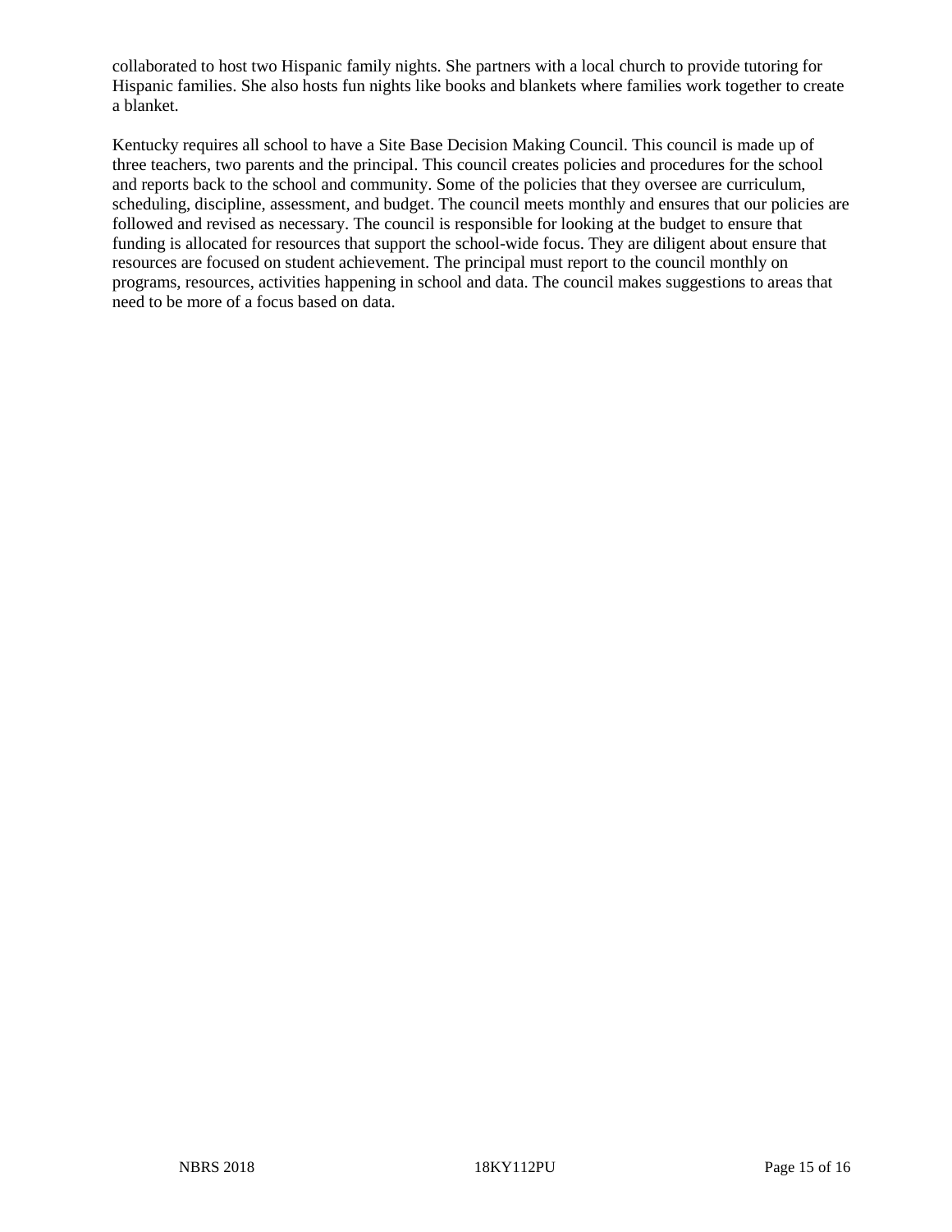collaborated to host two Hispanic family nights. She partners with a local church to provide tutoring for Hispanic families. She also hosts fun nights like books and blankets where families work together to create a blanket.

Kentucky requires all school to have a Site Base Decision Making Council. This council is made up of three teachers, two parents and the principal. This council creates policies and procedures for the school and reports back to the school and community. Some of the policies that they oversee are curriculum, scheduling, discipline, assessment, and budget. The council meets monthly and ensures that our policies are followed and revised as necessary. The council is responsible for looking at the budget to ensure that funding is allocated for resources that support the school-wide focus. They are diligent about ensure that resources are focused on student achievement. The principal must report to the council monthly on programs, resources, activities happening in school and data. The council makes suggestions to areas that need to be more of a focus based on data.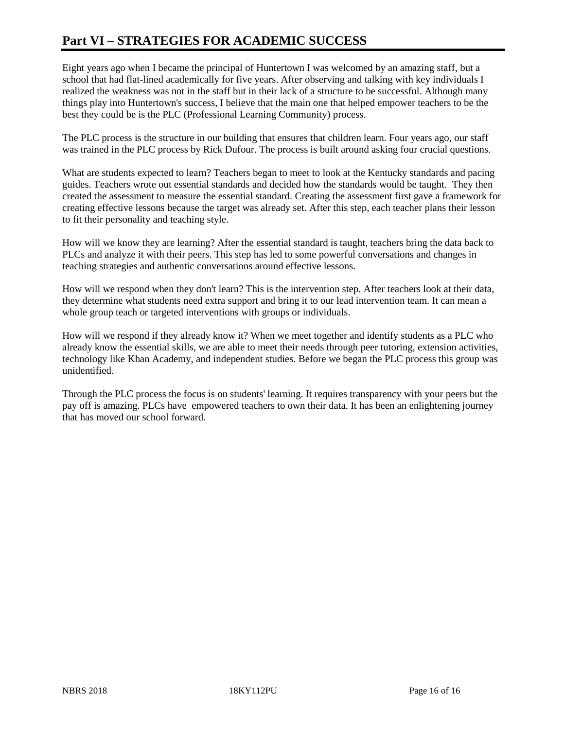# Part VI – STRATEGIES FOR ACADEMIC SUCCESS

Eight years ago when I became the principal of Huntertown I was welcomed by an amazing staff, but a school that had flat-lined academically for five years. After observing and talking with key individuals I realized the weakness was not in the staff but in their lack of a structure to be successful. Although many things play into Huntertown's success, I believe that the main one that helped empower teachers to be the best they could be is the PLC (Professional Learning Community) process.

The PLC process is the structure in our building that ensures that children learn. Four years ago, our staff was trained in the PLC process by Rick Dufour. The process is built around asking four crucial questions.

What are students expected to learn? Teachers began to meet to look at the Kentucky standards and pacing guides. Teachers wrote out essential standards and decided how the standards would be taught. They then created the assessment to measure the essential standard. Creating the assessment first gave a framework for creating effective lessons because the target was already set. After this step, each teacher plans their lesson to fit their personality and teaching style.

How will we know they are learning? After the essential standard is taught, teachers bring the data back to PLCs and analyze it with their peers. This step has led to some powerful conversations and changes in teaching strategies and authentic conversations around effective lessons.

How will we respond when they don't learn? This is the intervention step. After teachers look at their data, they determine what students need extra support and bring it to our lead intervention team. It can mean a whole group teach or targeted interventions with groups or individuals.

How will we respond if they already know it? When we meet together and identify students as a PLC who already know the essential skills, we are able to meet their needs through peer tutoring, extension activities, technology like Khan Academy, and independent studies. Before we began the PLC process this group was unidentified.

Through the PLC process the focus is on students' learning. It requires transparency with your peers but the pay off is amazing. PLCs have empowered teachers to own their data. It has been an enlightening journey that has moved our school forward.